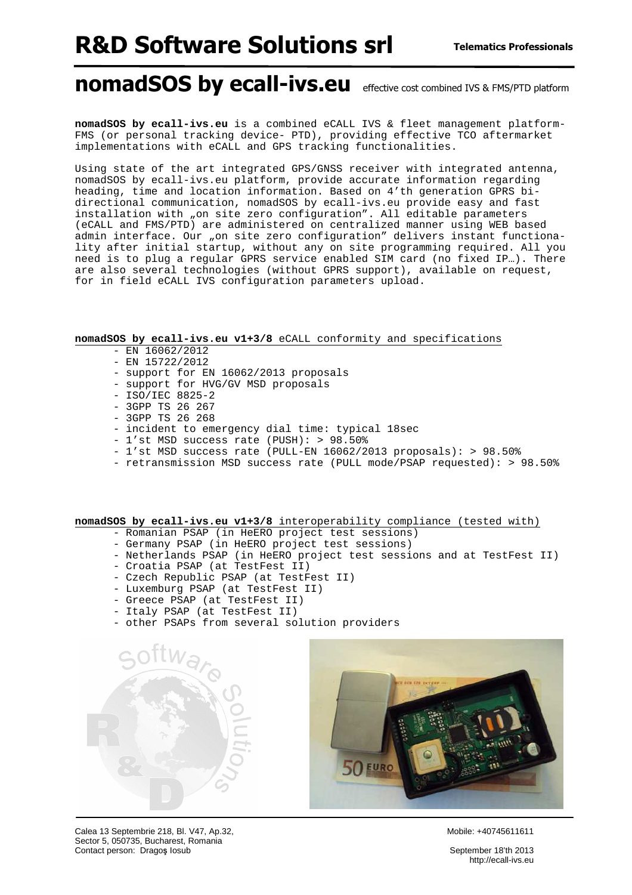# R&D Software Solutions srl

**Telematics Professionals**

## nomadSOS by ecall-ivs.eu

effective cost combined IVS & FMS/PTD platform

**nomadSOS by ecall-ivs.eu** is a combined eCALL IVS & fleet management platform-FMS (or personal tracking device- PTD), providing effective TCO aftermarket implementations with eCALL and GPS tracking functionalities.

Using state of the art integrated GPS/GNSS receiver with integrated antenna, nomadSOS by ecall-ivs.eu platform, provide accurate information regarding heading, time and location information. Based on 4'th generation GPRS bi-directional communication, nomadSOS by ecall-ivs.eu provide easy and fast installation with „on site zero configuration". All editable parameters (eCALL and FMS/PTD) are administered on centralized manner using WEB based admin interface. Our „on site zero configuration" delivers instant functionality after initial startup, without any on site programming required. All you need is to plug a regular GPRS service enabled SIM card (no fixed IP…). There are also several technologies (without GPRS support), available on request, for in field eCALL IVS configuration parameters upload.

**nomadSOS by ecall-ivs.eu v1+3/8** eCALL conformity and specifications

- EN 16062/2012
- EN 15722/2012
- support for EN 16062/2013 proposals
- support for HVG/GV MSD proposals
- ISO/IEC 8825-2
- 3GPP TS 26 267
- 3GPP TS 26 268
- incident to emergency dial time: typical 18sec
- 1'st MSD success rate (PUSH): > 98.50%
- 1'st MSD success rate (PULL-EN 16062/2013 proposals): > 98.50%
- retransmission MSD success rate (PULL mode/PSAP requested): > 98.50%

**nomadSOS by ecall-ivs.eu v1+3/8** interoperability compliance (tested with)

- Romanian PSAP (in HeERO project test sessions)
- Germany PSAP (in HeERO project test sessions)
- Netherlands PSAP (in HeERO project test sessions and at TestFest II)
- Croatia PSAP (at TestFest II)
- Czech Republic PSAP (at TestFest II)
- Luxemburg PSAP (at TestFest II)
- Greece PSAP (at TestFest II)
- Italy PSAP (at TestFest II)
- other PSAPs from several solution providers

Calea 13 Septembrie 218, Bl. V47, Ap.32,
Sector 5, 050735, Bucharest, Romania
Contact person: Dragoş Iosub

Mobile: +40745611611

September 18'th 2013
http://ecall-ivs.eu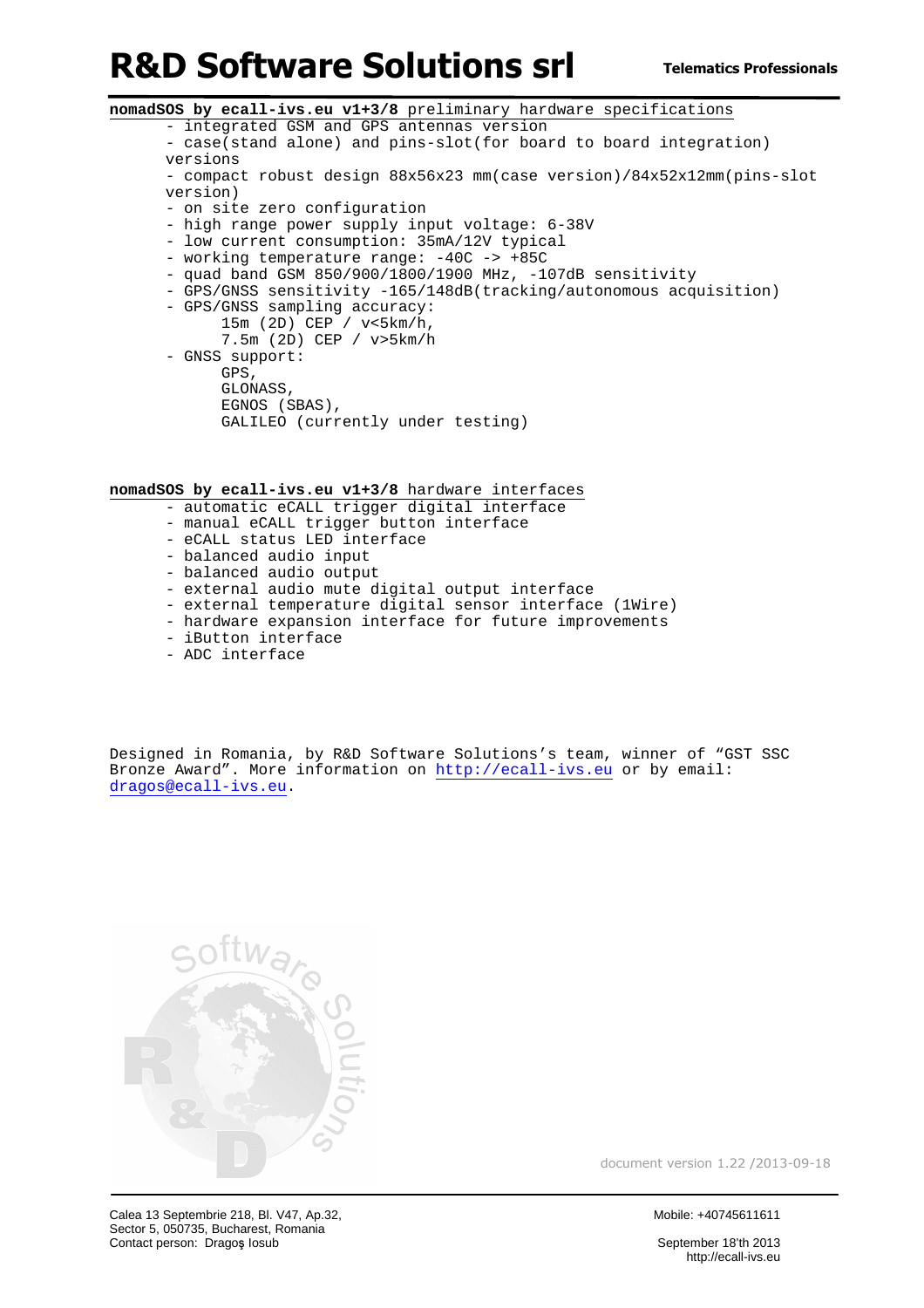**nomadSOS by ecall-ivs.eu v1+3/8** preliminary hardware specifications

- integrated GSM and GPS antennas version
- case(stand alone) and pins-slot(for board to board integration) versions
- compact robust design 88x56x23 mm(case version)/84x52x12mm(pins-slot version)
- on site zero configuration
- high range power supply input voltage: 6-38V
- low current consumption: 35mA/12V typical
- working temperature range: -40C -> +85C
- quad band GSM 850/900/1800/1900 MHz, -107dB sensitivity
- GPS/GNSS sensitivity -165/148dB(tracking/autonomous acquisition)
- GPS/GNSS sampling accuracy:
  - 15m (2D) CEP / v<5km/h,
  - 7.5m (2D) CEP / v>5km/h
- GNSS support:
  - GPS,
  - GLONASS,
  - EGNOS (SBAS),
  - GALILEO (currently under testing)

**nomadSOS by ecall-ivs.eu v1+3/8** hardware interfaces

- automatic eCALL trigger digital interface
- manual eCALL trigger button interface
- eCALL status LED interface
- balanced audio input
- balanced audio output
- external audio mute digital output interface
- external temperature digital sensor interface (1Wire)
- hardware expansion interface for future improvements
- iButton interface
- ADC interface

Designed in Romania, by R&D Software Solutions's team, winner of "GST SSC Bronze Award". More information on http://ecall-ivs.eu or by email: dragos@ecall-ivs.eu.

document version 1.22 /2013-09-18

Calea 13 Septembrie 218, Bl. V47, Ap.32,
Sector 5, 050735, Bucharest, Romania
Contact person: Dragoş Iosub

Mobile: +40745611611

September 18'th 2013
http://ecall-ivs.eu